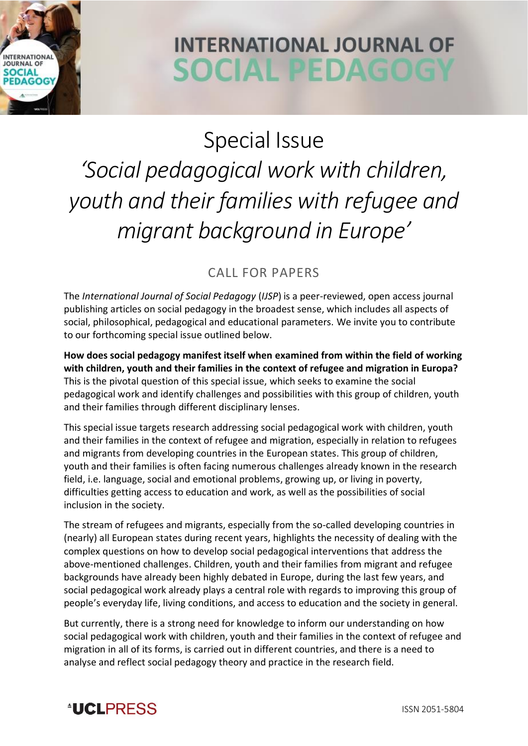# INTERNATIONAL JOURNAL OF SOCIAL PEDAGOGY

## Special Issue

## *'Social pedagogical work with children, youth and their families with refugee and migrant background in Europe'*

### CALL FOR PAPERS

The *International Journal of Social Pedagogy* (*IJSP*) is a peer-reviewed, open access journal publishing articles on social pedagogy in the broadest sense, which includes all aspects of social, philosophical, pedagogical and educational parameters. We invite you to contribute to our forthcoming special issue outlined below.

**How does social pedagogy manifest itself when examined from within the field of working with children, youth and their families in the context of refugee and migration in Europa?** This is the pivotal question of this special issue, which seeks to examine the social pedagogical work and identify challenges and possibilities with this group of children, youth and their families through different disciplinary lenses.

This special issue targets research addressing social pedagogical work with children, youth and their families in the context of refugee and migration, especially in relation to refugees and migrants from developing countries in the European states. This group of children, youth and their families is often facing numerous challenges already known in the research field, i.e. language, social and emotional problems, growing up, or living in poverty, difficulties getting access to education and work, as well as the possibilities of social inclusion in the society.

The stream of refugees and migrants, especially from the so-called developing countries in (nearly) all European states during recent years, highlights the necessity of dealing with the complex questions on how to develop social pedagogical interventions that address the above-mentioned challenges. Children, youth and their families from migrant and refugee backgrounds have already been highly debated in Europe, during the last few years, and social pedagogical work already plays a central role with regards to improving this group of people's everyday life, living conditions, and access to education and the society in general.

But currently, there is a strong need for knowledge to inform our understanding on how social pedagogical work with children, youth and their families in the context of refugee and migration in all of its forms, is carried out in different countries, and there is a need to analyse and reflect social pedagogy theory and practice in the research field.

UCLPRESS

ISSN 2051-5804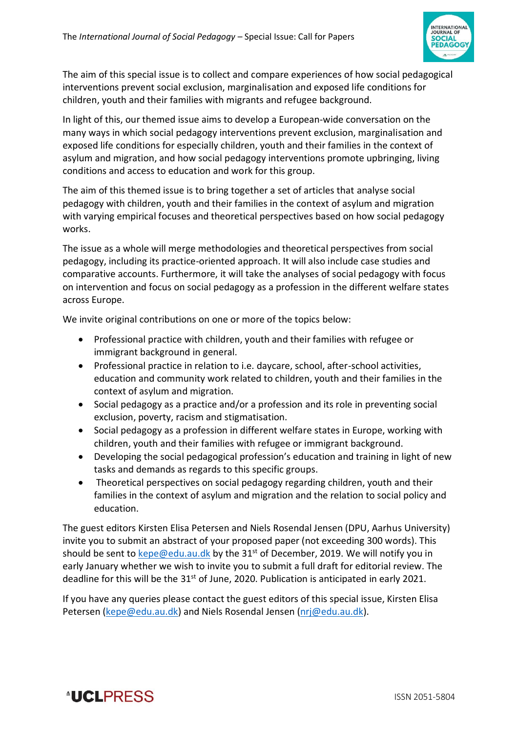The aim of this special issue is to collect and compare experiences of how social pedagogical interventions prevent social exclusion, marginalisation and exposed life conditions for children, youth and their families with migrants and refugee background.

In light of this, our themed issue aims to develop a European-wide conversation on the many ways in which social pedagogy interventions prevent exclusion, marginalisation and exposed life conditions for especially children, youth and their families in the context of asylum and migration, and how social pedagogy interventions promote upbringing, living conditions and access to education and work for this group.

The aim of this themed issue is to bring together a set of articles that analyse social pedagogy with children, youth and their families in the context of asylum and migration with varying empirical focuses and theoretical perspectives based on how social pedagogy works.

The issue as a whole will merge methodologies and theoretical perspectives from social pedagogy, including its practice-oriented approach. It will also include case studies and comparative accounts. Furthermore, it will take the analyses of social pedagogy with focus on intervention and focus on social pedagogy as a profession in the different welfare states across Europe.

We invite original contributions on one or more of the topics below:

- Professional practice with children, youth and their families with refugee or immigrant background in general.
- Professional practice in relation to i.e. daycare, school, after-school activities, education and community work related to children, youth and their families in the context of asylum and migration.
- Social pedagogy as a practice and/or a profession and its role in preventing social exclusion, poverty, racism and stigmatisation.
- Social pedagogy as a profession in different welfare states in Europe, working with children, youth and their families with refugee or immigrant background.
- Developing the social pedagogical profession's education and training in light of new tasks and demands as regards to this specific groups.
- Theoretical perspectives on social pedagogy regarding children, youth and their families in the context of asylum and migration and the relation to social policy and education.

The guest editors Kirsten Elisa Petersen and Niels Rosendal Jensen (DPU, Aarhus University) invite you to submit an abstract of your proposed paper (not exceeding 300 words). This should be sent to kepe@edu.au.dk by the 31st of December, 2019. We will notify you in early January whether we wish to invite you to submit a full draft for editorial review. The deadline for this will be the 31st of June, 2020. Publication is anticipated in early 2021.

If you have any queries please contact the guest editors of this special issue, Kirsten Elisa Petersen (kepe@edu.au.dk) and Niels Rosendal Jensen (nrj@edu.au.dk).